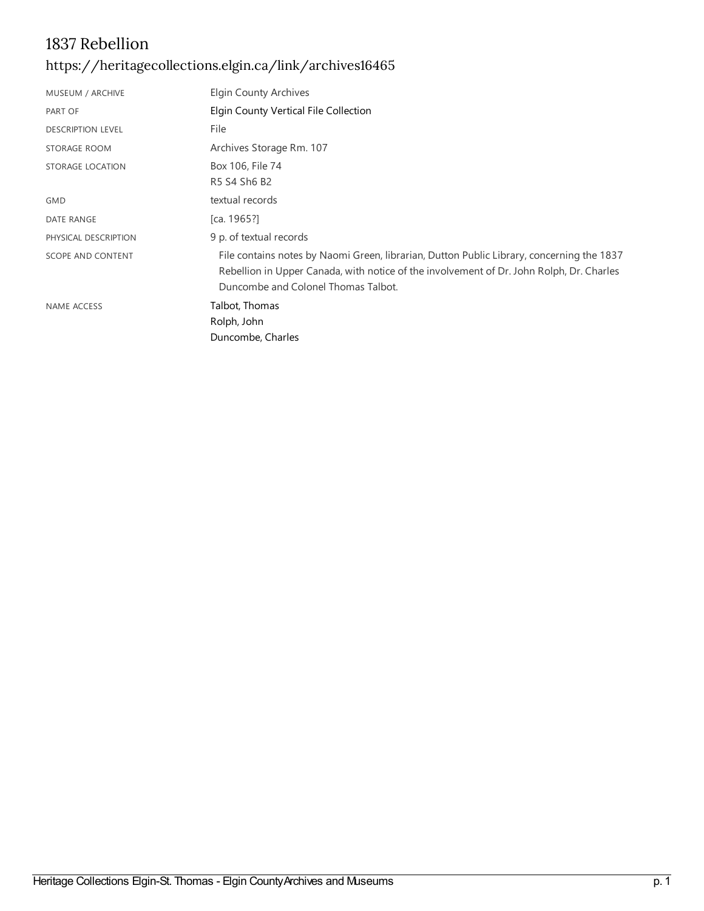# 1837 Rebellion

## https://heritagecollections.elgin.ca/link/archives16465

| | |
|---|---|
| MUSEUM / ARCHIVE | Elgin County Archives |
| PART OF | Elgin County Vertical File Collection |
| DESCRIPTION LEVEL | File |
| STORAGE ROOM | Archives Storage Rm. 107 |
| STORAGE LOCATION | Box 106, File 74<br>R5 S4 Sh6 B2 |
| GMD | textual records |
| DATE RANGE | [ca. 1965?] |
| PHYSICAL DESCRIPTION | 9 p. of textual records |
| SCOPE AND CONTENT | File contains notes by Naomi Green, librarian, Dutton Public Library, concerning the 1837 Rebellion in Upper Canada, with notice of the involvement of Dr. John Rolph, Dr. Charles Duncombe and Colonel Thomas Talbot. |
| NAME ACCESS | Talbot, Thomas<br>Rolph, John<br>Duncombe, Charles |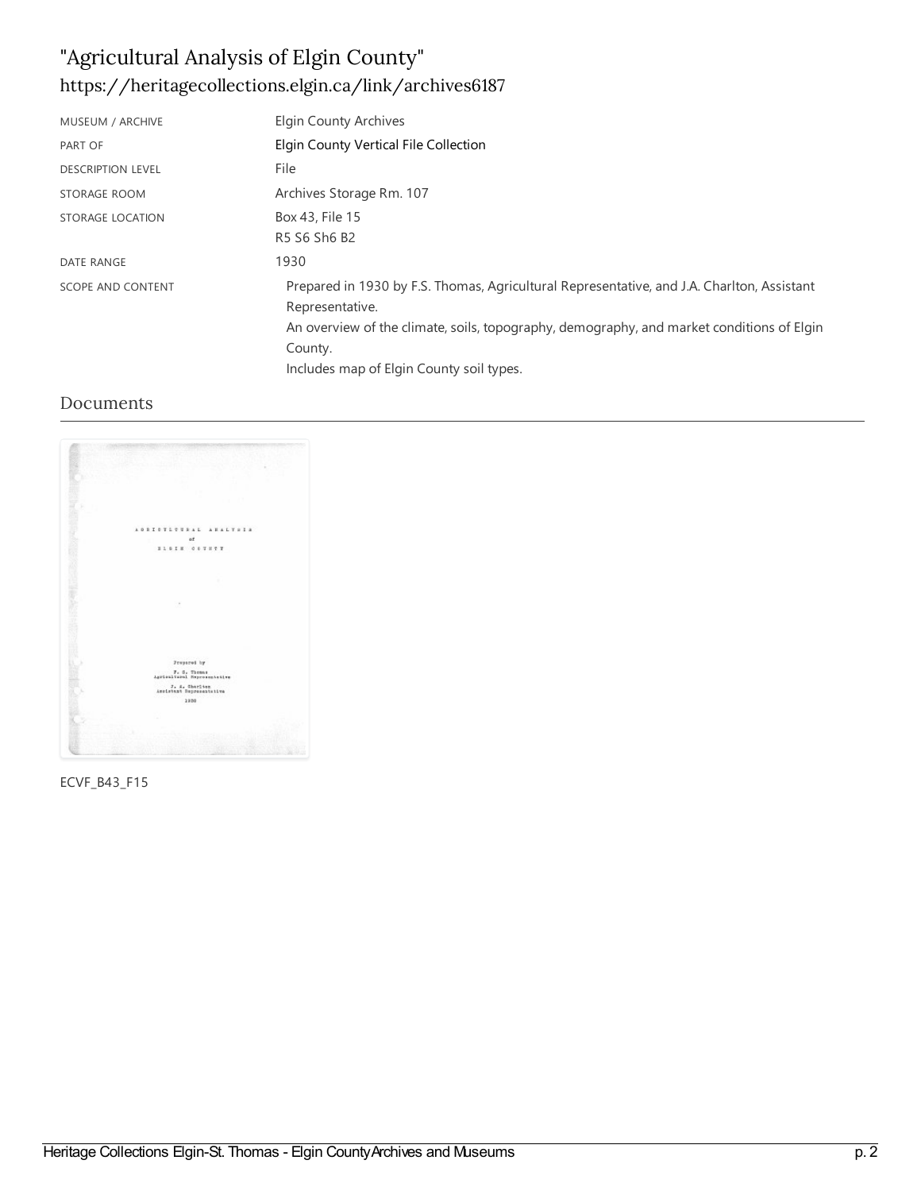# "Agricultural Analysis of Elgin County"

https://heritagecollections.elgin.ca/link/archives6187

| | |
|---|---|
| MUSEUM / ARCHIVE | Elgin County Archives |
| PART OF | Elgin County Vertical File Collection |
| DESCRIPTION LEVEL | File |
| STORAGE ROOM | Archives Storage Rm. 107 |
| STORAGE LOCATION | Box 43, File 15<br>R5 S6 Sh6 B2 |
| DATE RANGE | 1930 |
| SCOPE AND CONTENT | Prepared in 1930 by F.S. Thomas, Agricultural Representative, and J.A. Charlton, Assistant Representative.<br>An overview of the climate, soils, topography, demography, and market conditions of Elgin County.<br>Includes map of Elgin County soil types. |

## Documents

ECVF_B43_F15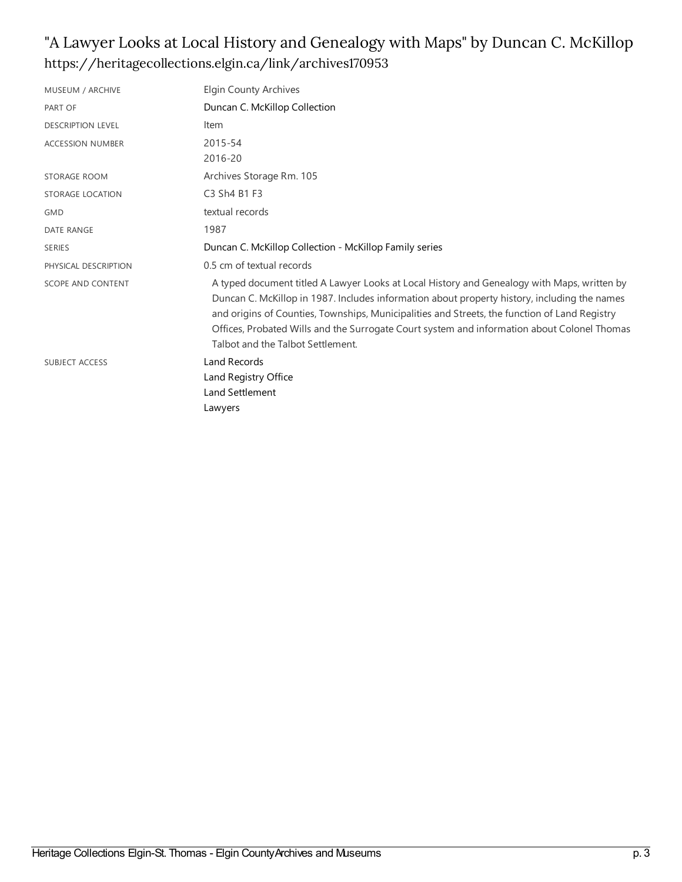# "A Lawyer Looks at Local History and Genealogy with Maps" by Duncan C. McKillop

https://heritagecollections.elgin.ca/link/archives170953

| | |
|---|---|
| MUSEUM / ARCHIVE | Elgin County Archives |
| PART OF | Duncan C. McKillop Collection |
| DESCRIPTION LEVEL | Item |
| ACCESSION NUMBER | 2015-54<br>2016-20 |
| STORAGE ROOM | Archives Storage Rm. 105 |
| STORAGE LOCATION | C3 Sh4 B1 F3 |
| GMD | textual records |
| DATE RANGE | 1987 |
| SERIES | Duncan C. McKillop Collection - McKillop Family series |
| PHYSICAL DESCRIPTION | 0.5 cm of textual records |
| SCOPE AND CONTENT | A typed document titled A Lawyer Looks at Local History and Genealogy with Maps, written by Duncan C. McKillop in 1987. Includes information about property history, including the names and origins of Counties, Townships, Municipalities and Streets, the function of Land Registry Offices, Probated Wills and the Surrogate Court system and information about Colonel Thomas Talbot and the Talbot Settlement. |
| SUBJECT ACCESS | Land Records<br>Land Registry Office<br>Land Settlement<br>Lawyers |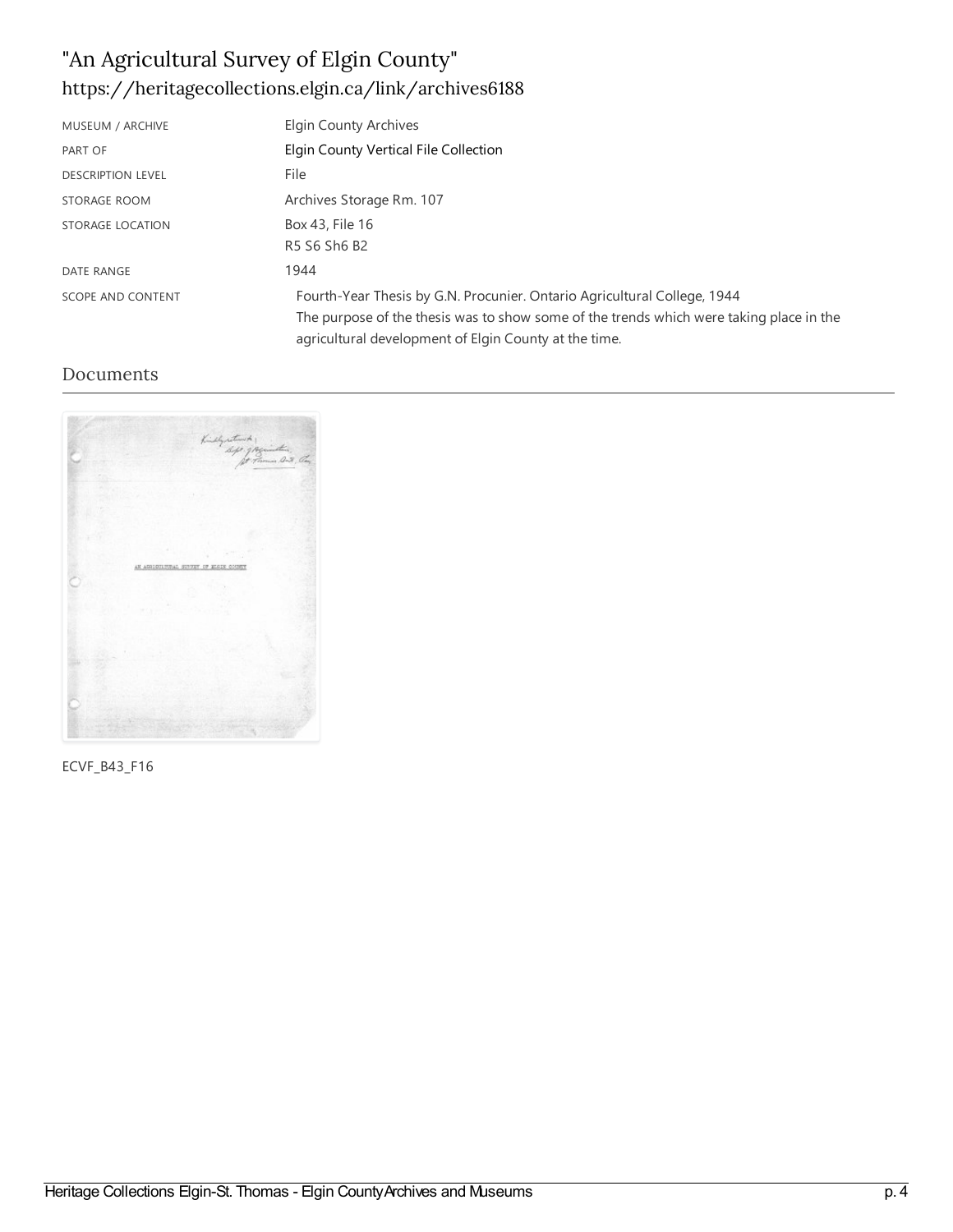# "An Agricultural Survey of Elgin County"

https://heritagecollections.elgin.ca/link/archives6188

| | |
|---|---|
| MUSEUM / ARCHIVE | Elgin County Archives |
| PART OF | Elgin County Vertical File Collection |
| DESCRIPTION LEVEL | File |
| STORAGE ROOM | Archives Storage Rm. 107 |
| STORAGE LOCATION | Box 43, File 16<br>R5 S6 Sh6 B2 |
| DATE RANGE | 1944 |
| SCOPE AND CONTENT | Fourth-Year Thesis by G.N. Procunier. Ontario Agricultural College, 1944<br>The purpose of the thesis was to show some of the trends which were taking place in the agricultural development of Elgin County at the time. |

## Documents

ECVF_B43_F16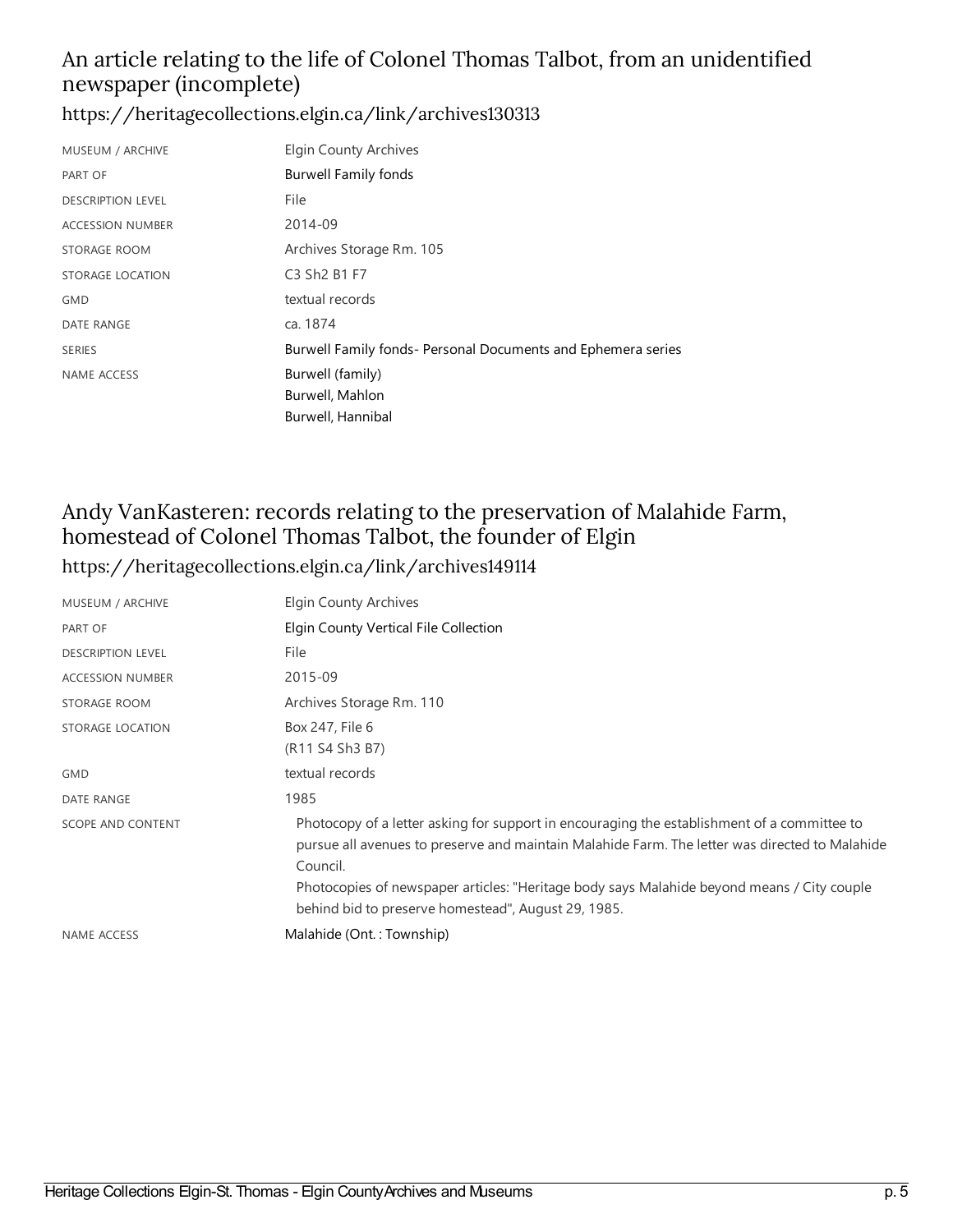## An article relating to the life of Colonel Thomas Talbot, from an unidentified newspaper (incomplete)

https://heritagecollections.elgin.ca/link/archives130313

| | |
|---|---|
| MUSEUM / ARCHIVE | Elgin County Archives |
| PART OF | Burwell Family fonds |
| DESCRIPTION LEVEL | File |
| ACCESSION NUMBER | 2014-09 |
| STORAGE ROOM | Archives Storage Rm. 105 |
| STORAGE LOCATION | C3 Sh2 B1 F7 |
| GMD | textual records |
| DATE RANGE | ca. 1874 |
| SERIES | Burwell Family fonds- Personal Documents and Ephemera series |
| NAME ACCESS | Burwell (family)<br>Burwell, Mahlon<br>Burwell, Hannibal |

## Andy VanKasteren: records relating to the preservation of Malahide Farm, homestead of Colonel Thomas Talbot, the founder of Elgin

https://heritagecollections.elgin.ca/link/archives149114

| | |
|---|---|
| MUSEUM / ARCHIVE | Elgin County Archives |
| PART OF | Elgin County Vertical File Collection |
| DESCRIPTION LEVEL | File |
| ACCESSION NUMBER | 2015-09 |
| STORAGE ROOM | Archives Storage Rm. 110 |
| STORAGE LOCATION | Box 247, File 6<br>(R11 S4 Sh3 B7) |
| GMD | textual records |
| DATE RANGE | 1985 |
| SCOPE AND CONTENT | Photocopy of a letter asking for support in encouraging the establishment of a committee to pursue all avenues to preserve and maintain Malahide Farm. The letter was directed to Malahide Council.<br>Photocopies of newspaper articles: "Heritage body says Malahide beyond means / City couple behind bid to preserve homestead", August 29, 1985. |
| NAME ACCESS | Malahide (Ont. : Township) |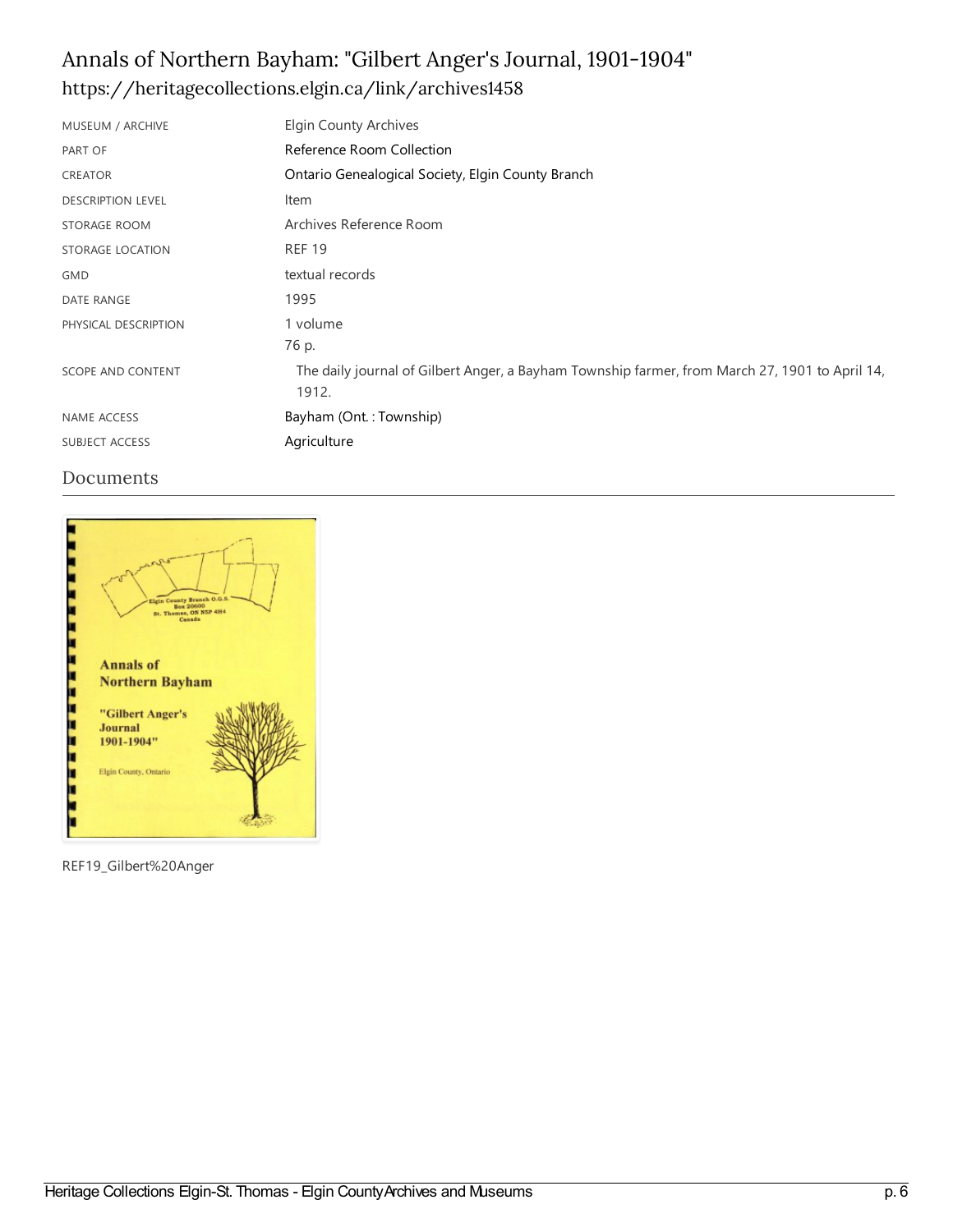# Annals of Northern Bayham: "Gilbert Anger's Journal, 1901-1904"

https://heritagecollections.elgin.ca/link/archives1458

| | |
|---|---|
| MUSEUM / ARCHIVE | Elgin County Archives |
| PART OF | Reference Room Collection |
| CREATOR | Ontario Genealogical Society, Elgin County Branch |
| DESCRIPTION LEVEL | Item |
| STORAGE ROOM | Archives Reference Room |
| STORAGE LOCATION | REF 19 |
| GMD | textual records |
| DATE RANGE | 1995 |
| PHYSICAL DESCRIPTION | 1 volume<br>76 p. |
| SCOPE AND CONTENT | The daily journal of Gilbert Anger, a Bayham Township farmer, from March 27, 1901 to April 14, 1912. |
| NAME ACCESS | Bayham (Ont. : Township) |
| SUBJECT ACCESS | Agriculture |

## Documents

REF19_Gilbert%20Anger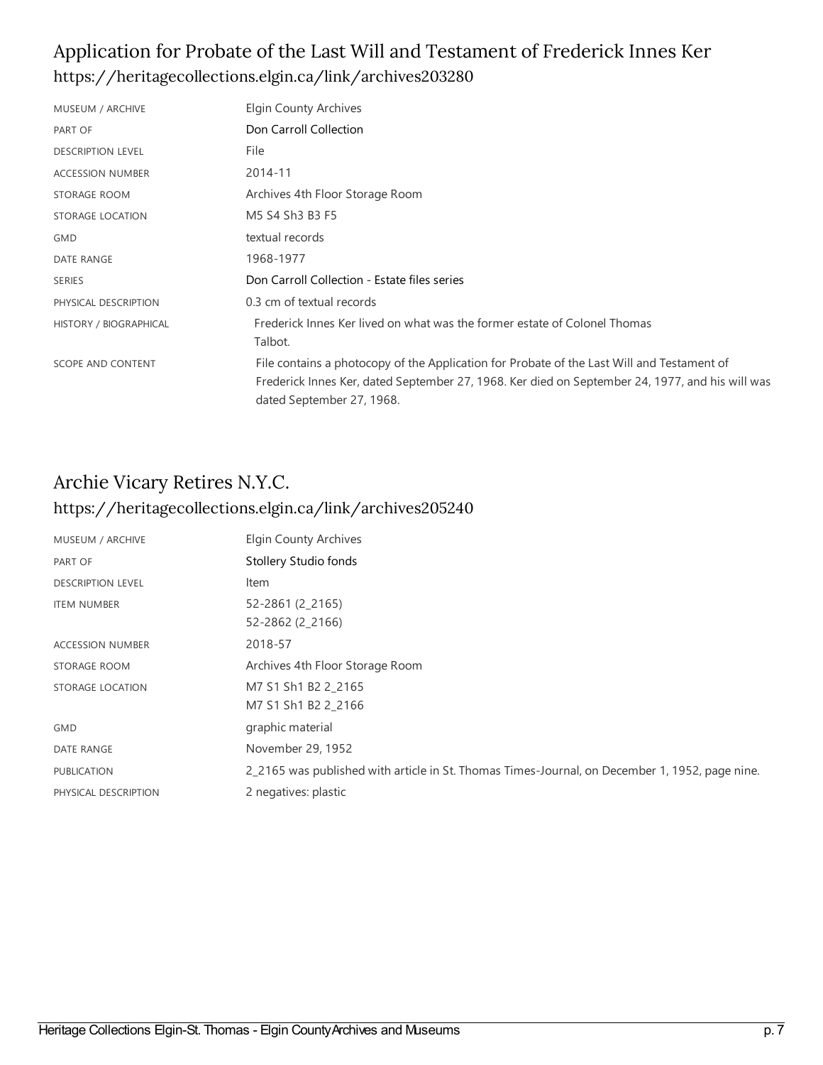## Application for Probate of the Last Will and Testament of Frederick Innes Ker

https://heritagecollections.elgin.ca/link/archives203280

| | |
|---|---|
| MUSEUM / ARCHIVE | Elgin County Archives |
| PART OF | Don Carroll Collection |
| DESCRIPTION LEVEL | File |
| ACCESSION NUMBER | 2014-11 |
| STORAGE ROOM | Archives 4th Floor Storage Room |
| STORAGE LOCATION | M5 S4 Sh3 B3 F5 |
| GMD | textual records |
| DATE RANGE | 1968-1977 |
| SERIES | Don Carroll Collection - Estate files series |
| PHYSICAL DESCRIPTION | 0.3 cm of textual records |
| HISTORY / BIOGRAPHICAL | Frederick Innes Ker lived on what was the former estate of Colonel Thomas Talbot. |
| SCOPE AND CONTENT | File contains a photocopy of the Application for Probate of the Last Will and Testament of Frederick Innes Ker, dated September 27, 1968. Ker died on September 24, 1977, and his will was dated September 27, 1968. |

## Archie Vicary Retires N.Y.C.

https://heritagecollections.elgin.ca/link/archives205240

| | |
|---|---|
| MUSEUM / ARCHIVE | Elgin County Archives |
| PART OF | Stollery Studio fonds |
| DESCRIPTION LEVEL | Item |
| ITEM NUMBER | 52-2861 (2_2165)<br>52-2862 (2_2166) |
| ACCESSION NUMBER | 2018-57 |
| STORAGE ROOM | Archives 4th Floor Storage Room |
| STORAGE LOCATION | M7 S1 Sh1 B2 2_2165<br>M7 S1 Sh1 B2 2_2166 |
| GMD | graphic material |
| DATE RANGE | November 29, 1952 |
| PUBLICATION | 2_2165 was published with article in St. Thomas Times-Journal, on December 1, 1952, page nine. |
| PHYSICAL DESCRIPTION | 2 negatives: plastic |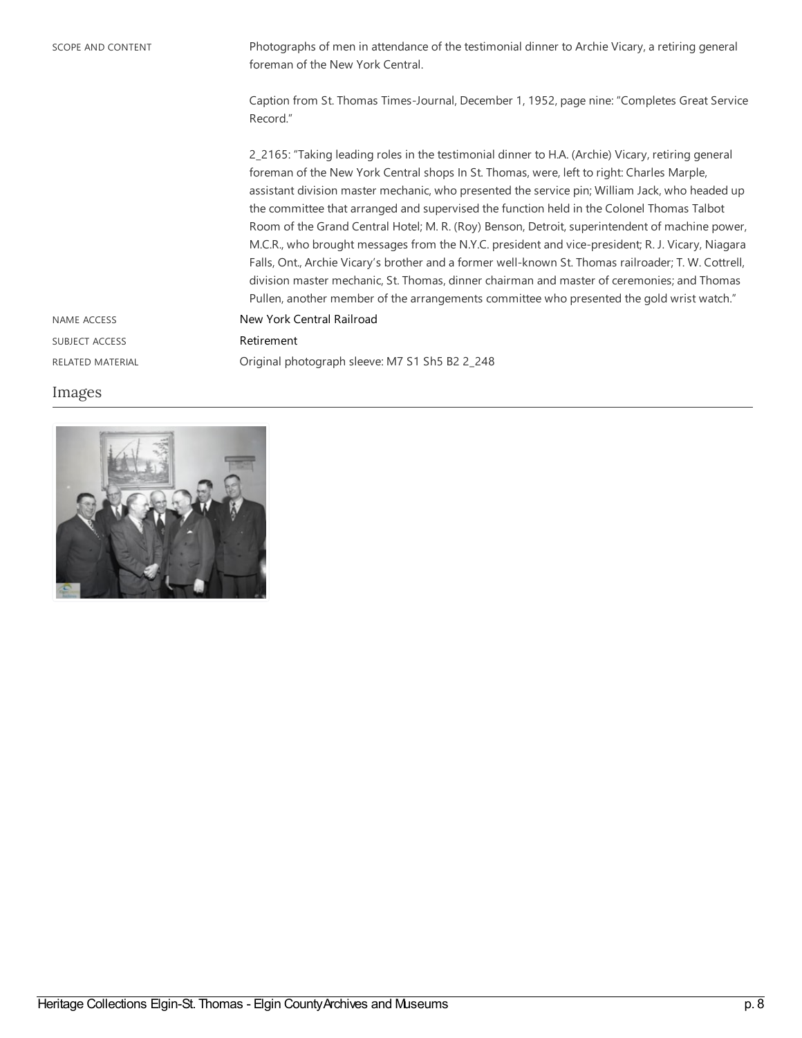| | |
|---|---|
| SCOPE AND CONTENT | Photographs of men in attendance of the testimonial dinner to Archie Vicary, a retiring general foreman of the New York Central.<br><br>Caption from St. Thomas Times-Journal, December 1, 1952, page nine: "Completes Great Service Record."<br><br>2_2165: "Taking leading roles in the testimonial dinner to H.A. (Archie) Vicary, retiring general foreman of the New York Central shops In St. Thomas, were, left to right: Charles Marple, assistant division master mechanic, who presented the service pin; William Jack, who headed up the committee that arranged and supervised the function held in the Colonel Thomas Talbot Room of the Grand Central Hotel; M. R. (Roy) Benson, Detroit, superintendent of machine power, M.C.R., who brought messages from the N.Y.C. president and vice-president; R. J. Vicary, Niagara Falls, Ont., Archie Vicary's brother and a former well-known St. Thomas railroader; T. W. Cottrell, division master mechanic, St. Thomas, dinner chairman and master of ceremonies; and Thomas Pullen, another member of the arrangements committee who presented the gold wrist watch." |
| NAME ACCESS | New York Central Railroad |
| SUBJECT ACCESS | Retirement |
| RELATED MATERIAL | Original photograph sleeve: M7 S1 Sh5 B2 2_248 |

## Images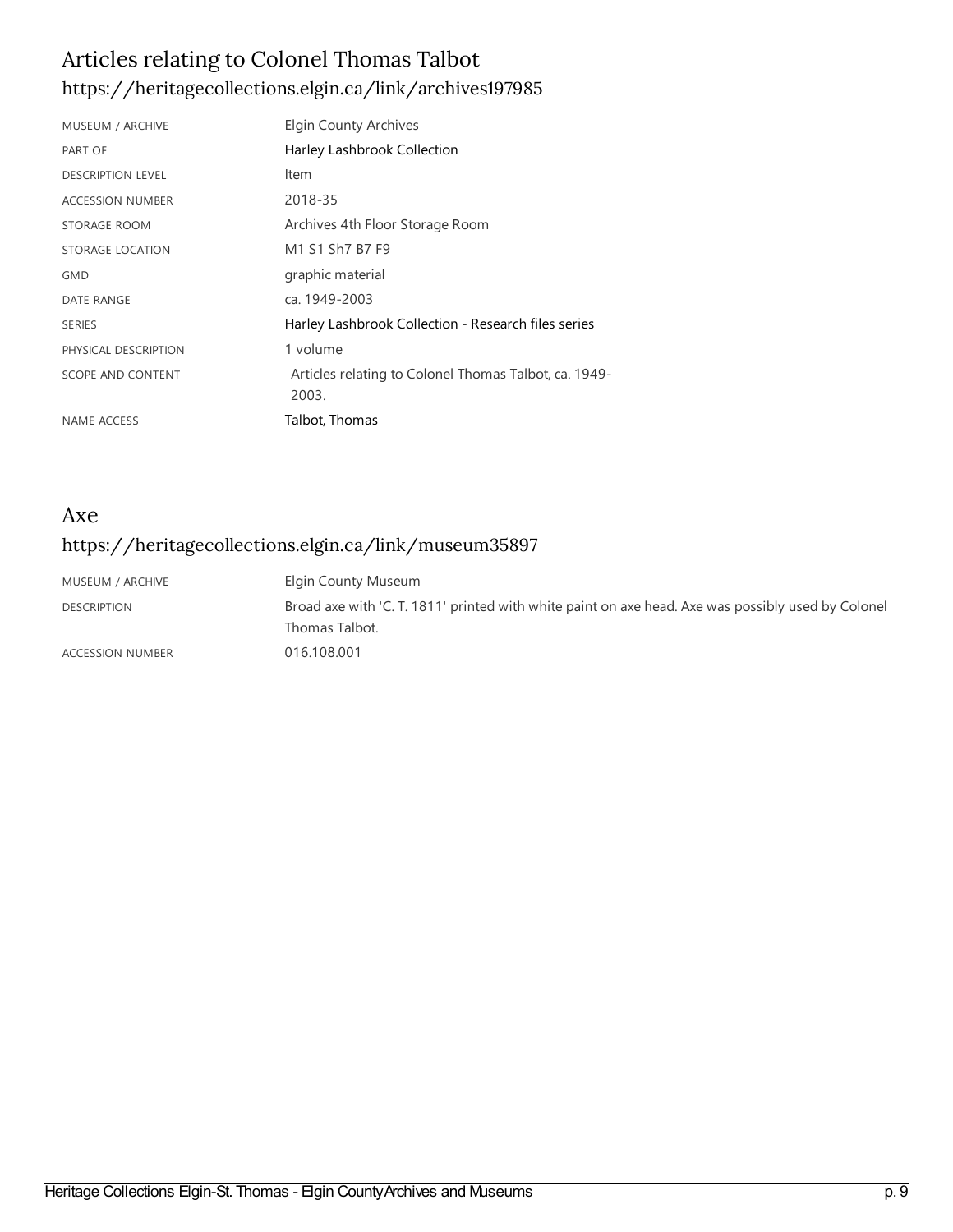## Articles relating to Colonel Thomas Talbot

https://heritagecollections.elgin.ca/link/archives197985

| | |
|---|---|
| MUSEUM / ARCHIVE | Elgin County Archives |
| PART OF | Harley Lashbrook Collection |
| DESCRIPTION LEVEL | Item |
| ACCESSION NUMBER | 2018-35 |
| STORAGE ROOM | Archives 4th Floor Storage Room |
| STORAGE LOCATION | M1 S1 Sh7 B7 F9 |
| GMD | graphic material |
| DATE RANGE | ca. 1949-2003 |
| SERIES | Harley Lashbrook Collection - Research files series |
| PHYSICAL DESCRIPTION | 1 volume |
| SCOPE AND CONTENT | Articles relating to Colonel Thomas Talbot, ca. 1949-2003. |
| NAME ACCESS | Talbot, Thomas |

## Axe

https://heritagecollections.elgin.ca/link/museum35897

| | |
|---|---|
| MUSEUM / ARCHIVE | Elgin County Museum |
| DESCRIPTION | Broad axe with 'C. T. 1811' printed with white paint on axe head. Axe was possibly used by Colonel Thomas Talbot. |
| ACCESSION NUMBER | 016.108.001 |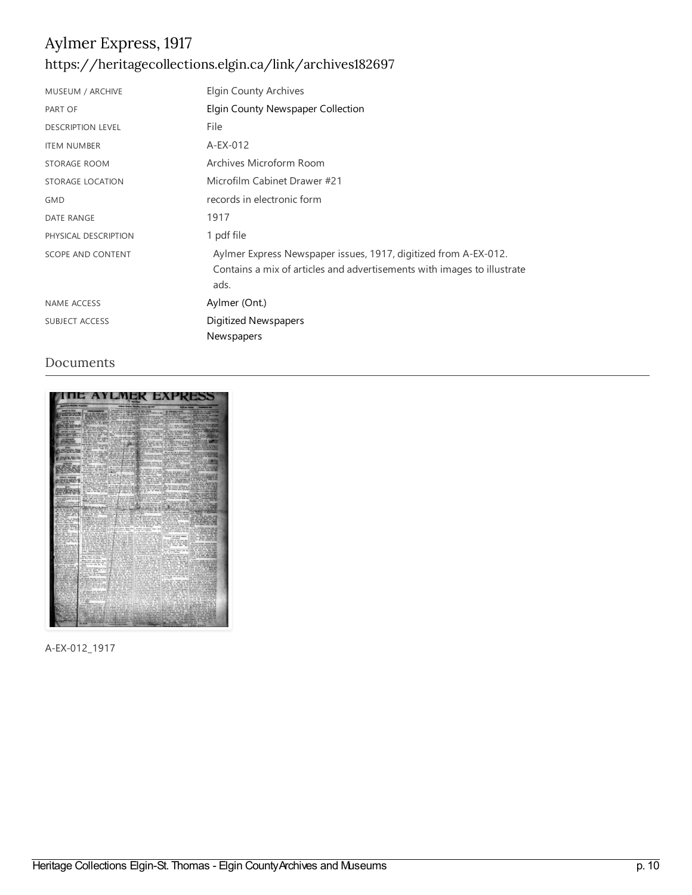# Aylmer Express, 1917

## https://heritagecollections.elgin.ca/link/archives182697

| | |
|---|---|
| MUSEUM / ARCHIVE | Elgin County Archives |
| PART OF | Elgin County Newspaper Collection |
| DESCRIPTION LEVEL | File |
| ITEM NUMBER | A-EX-012 |
| STORAGE ROOM | Archives Microform Room |
| STORAGE LOCATION | Microfilm Cabinet Drawer #21 |
| GMD | records in electronic form |
| DATE RANGE | 1917 |
| PHYSICAL DESCRIPTION | 1 pdf file |
| SCOPE AND CONTENT | Aylmer Express Newspaper issues, 1917, digitized from A-EX-012. Contains a mix of articles and advertisements with images to illustrate ads. |
| NAME ACCESS | Aylmer (Ont.) |
| SUBJECT ACCESS | Digitized Newspapers<br>Newspapers |

## Documents

A-EX-012_1917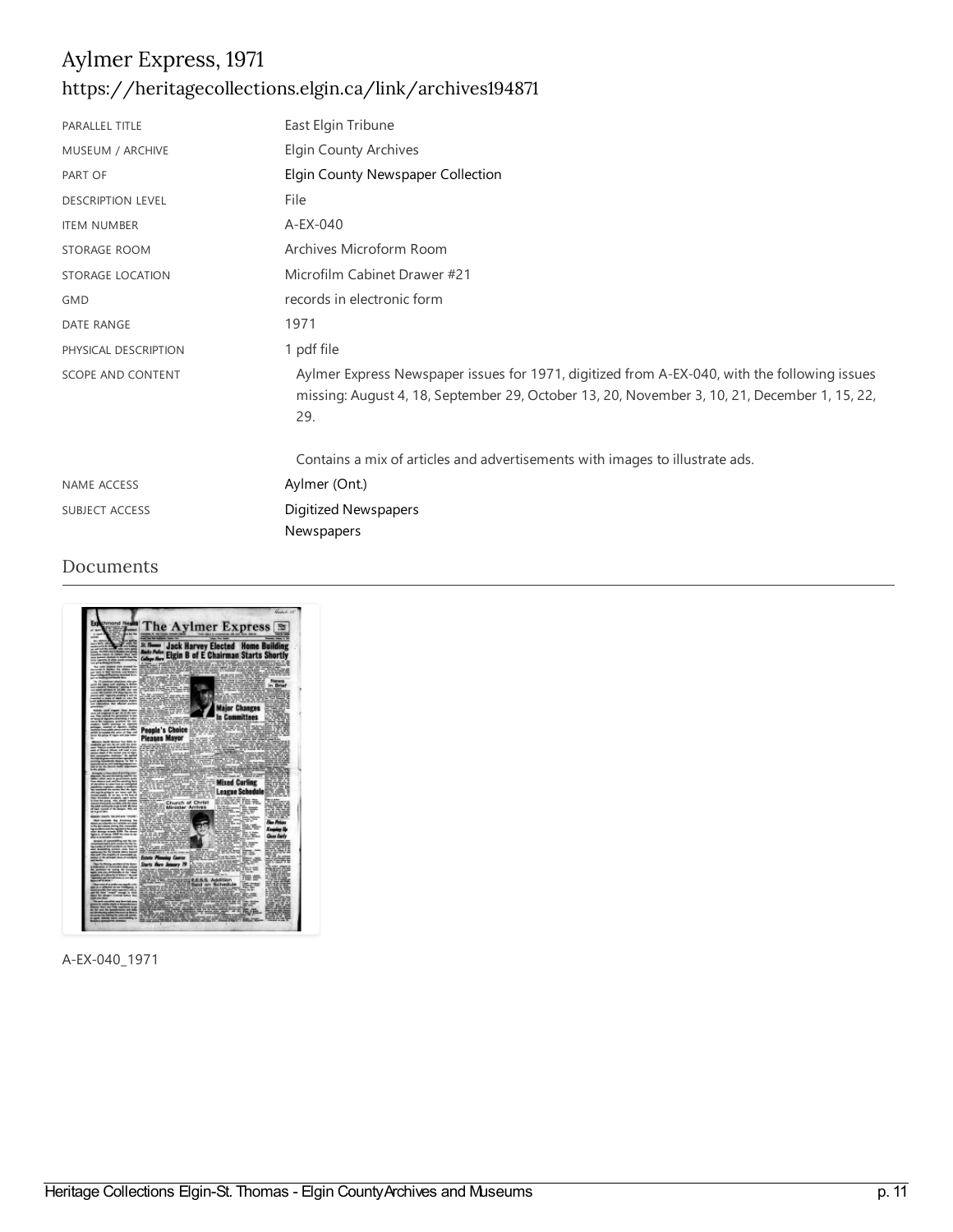# Aylmer Express, 1971

https://heritagecollections.elgin.ca/link/archives194871

| | |
|---|---|
| PARALLEL TITLE | East Elgin Tribune |
| MUSEUM / ARCHIVE | Elgin County Archives |
| PART OF | Elgin County Newspaper Collection |
| DESCRIPTION LEVEL | File |
| ITEM NUMBER | A-EX-040 |
| STORAGE ROOM | Archives Microform Room |
| STORAGE LOCATION | Microfilm Cabinet Drawer #21 |
| GMD | records in electronic form |
| DATE RANGE | 1971 |
| PHYSICAL DESCRIPTION | 1 pdf file |
| SCOPE AND CONTENT | Aylmer Express Newspaper issues for 1971, digitized from A-EX-040, with the following issues missing: August 4, 18, September 29, October 13, 20, November 3, 10, 21, December 1, 15, 22, 29.<br><br>Contains a mix of articles and advertisements with images to illustrate ads. |
| NAME ACCESS | Aylmer (Ont.) |
| SUBJECT ACCESS | Digitized Newspapers<br>Newspapers |

## Documents

A-EX-040_1971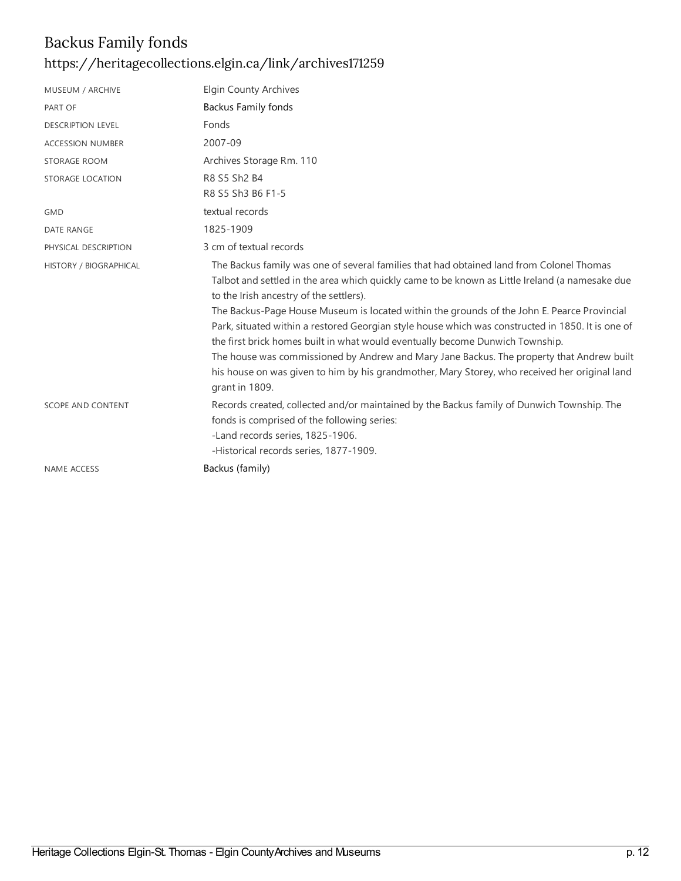# Backus Family fonds

https://heritagecollections.elgin.ca/link/archives171259

| | |
|---|---|
| MUSEUM / ARCHIVE | Elgin County Archives |
| PART OF | Backus Family fonds |
| DESCRIPTION LEVEL | Fonds |
| ACCESSION NUMBER | 2007-09 |
| STORAGE ROOM | Archives Storage Rm. 110 |
| STORAGE LOCATION | R8 S5 Sh2 B4<br>R8 S5 Sh3 B6 F1-5 |
| GMD | textual records |
| DATE RANGE | 1825-1909 |
| PHYSICAL DESCRIPTION | 3 cm of textual records |
| HISTORY / BIOGRAPHICAL | The Backus family was one of several families that had obtained land from Colonel Thomas Talbot and settled in the area which quickly came to be known as Little Ireland (a namesake due to the Irish ancestry of the settlers).<br>The Backus-Page House Museum is located within the grounds of the John E. Pearce Provincial Park, situated within a restored Georgian style house which was constructed in 1850. It is one of the first brick homes built in what would eventually become Dunwich Township.<br>The house was commissioned by Andrew and Mary Jane Backus. The property that Andrew built his house on was given to him by his grandmother, Mary Storey, who received her original land grant in 1809. |
| SCOPE AND CONTENT | Records created, collected and/or maintained by the Backus family of Dunwich Township. The fonds is comprised of the following series:<br>-Land records series, 1825-1906.<br>-Historical records series, 1877-1909. |
| NAME ACCESS | Backus (family) |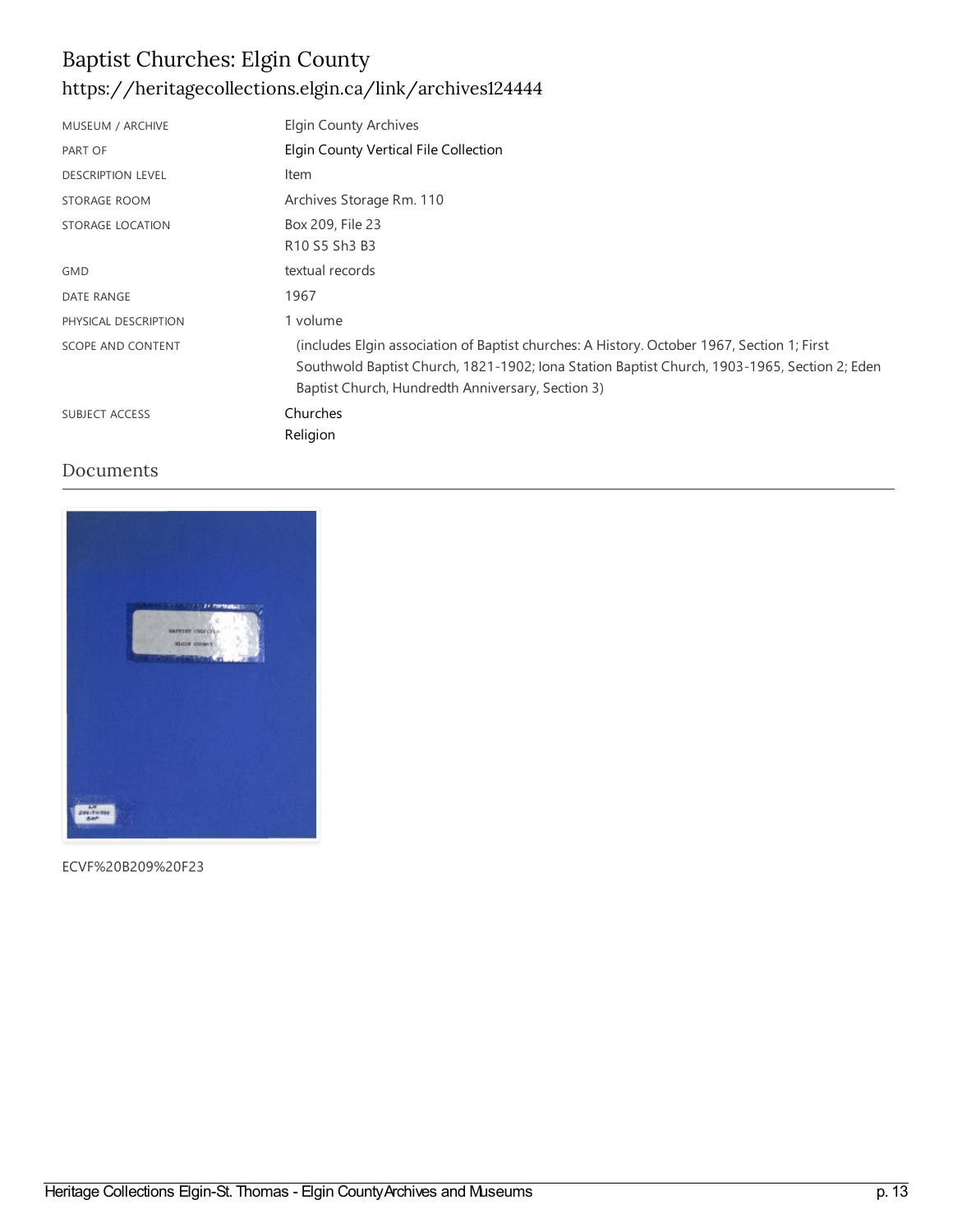# Baptist Churches: Elgin County

https://heritagecollections.elgin.ca/link/archives124444

| | |
|---|---|
| MUSEUM / ARCHIVE | Elgin County Archives |
| PART OF | Elgin County Vertical File Collection |
| DESCRIPTION LEVEL | Item |
| STORAGE ROOM | Archives Storage Rm. 110 |
| STORAGE LOCATION | Box 209, File 23<br>R10 S5 Sh3 B3 |
| GMD | textual records |
| DATE RANGE | 1967 |
| PHYSICAL DESCRIPTION | 1 volume |
| SCOPE AND CONTENT | (includes Elgin association of Baptist churches: A History. October 1967, Section 1; First Southwold Baptist Church, 1821-1902; Iona Station Baptist Church, 1903-1965, Section 2; Eden Baptist Church, Hundredth Anniversary, Section 3) |
| SUBJECT ACCESS | Churches<br>Religion |

## Documents

ECVF%20B209%20F23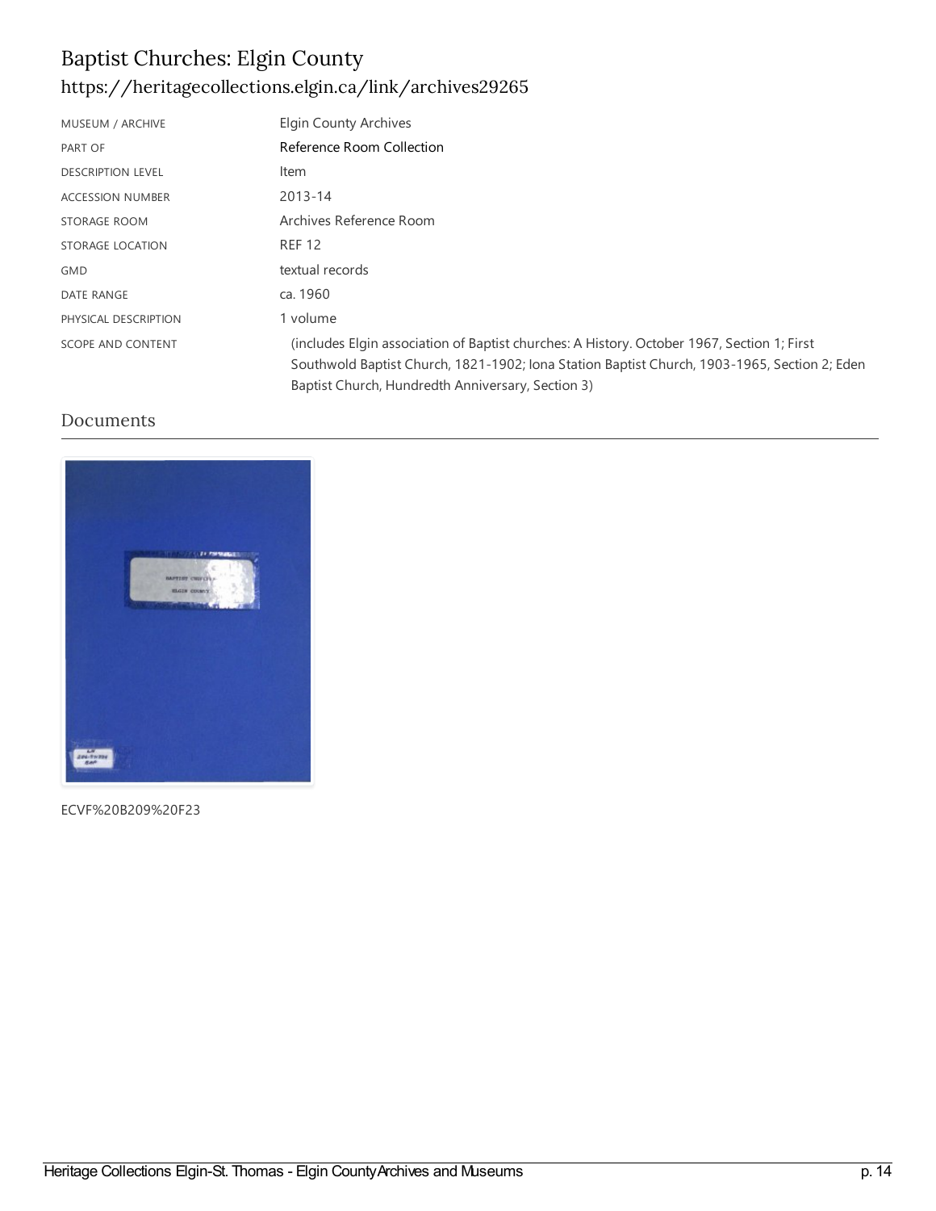# Baptist Churches: Elgin County

https://heritagecollections.elgin.ca/link/archives29265

| | |
|---|---|
| MUSEUM / ARCHIVE | Elgin County Archives |
| PART OF | Reference Room Collection |
| DESCRIPTION LEVEL | Item |
| ACCESSION NUMBER | 2013-14 |
| STORAGE ROOM | Archives Reference Room |
| STORAGE LOCATION | REF 12 |
| GMD | textual records |
| DATE RANGE | ca. 1960 |
| PHYSICAL DESCRIPTION | 1 volume |
| SCOPE AND CONTENT | (includes Elgin association of Baptist churches: A History. October 1967, Section 1; First Southwold Baptist Church, 1821-1902; Iona Station Baptist Church, 1903-1965, Section 2; Eden Baptist Church, Hundredth Anniversary, Section 3) |

## Documents

ECVF%20B209%20F23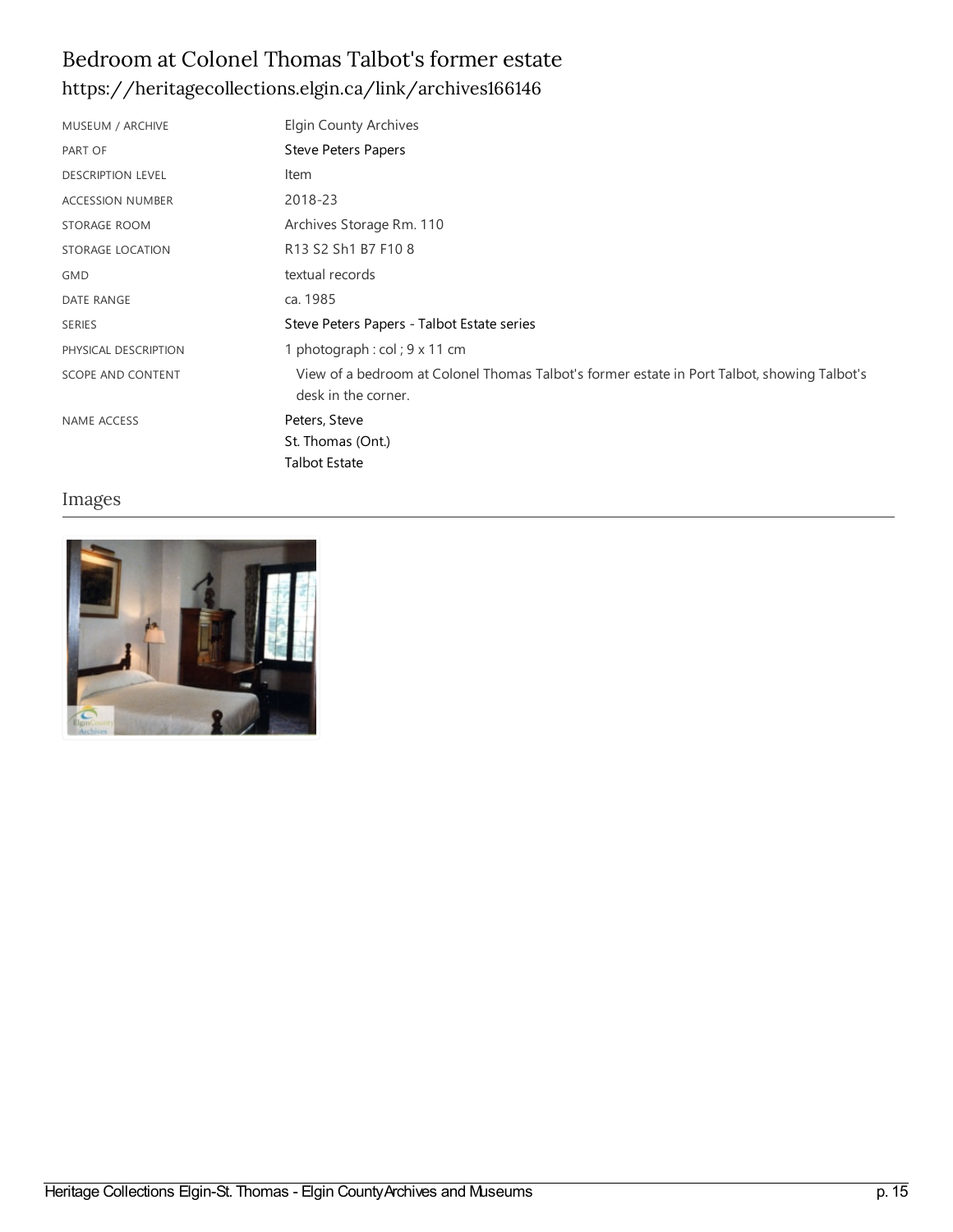# Bedroom at Colonel Thomas Talbot's former estate

https://heritagecollections.elgin.ca/link/archives166146

| | |
|---|---|
| MUSEUM / ARCHIVE | Elgin County Archives |
| PART OF | Steve Peters Papers |
| DESCRIPTION LEVEL | Item |
| ACCESSION NUMBER | 2018-23 |
| STORAGE ROOM | Archives Storage Rm. 110 |
| STORAGE LOCATION | R13 S2 Sh1 B7 F10 8 |
| GMD | textual records |
| DATE RANGE | ca. 1985 |
| SERIES | Steve Peters Papers - Talbot Estate series |
| PHYSICAL DESCRIPTION | 1 photograph : col ; 9 x 11 cm |
| SCOPE AND CONTENT | View of a bedroom at Colonel Thomas Talbot's former estate in Port Talbot, showing Talbot's desk in the corner. |
| NAME ACCESS | Peters, Steve<br>St. Thomas (Ont.)<br>Talbot Estate |

## Images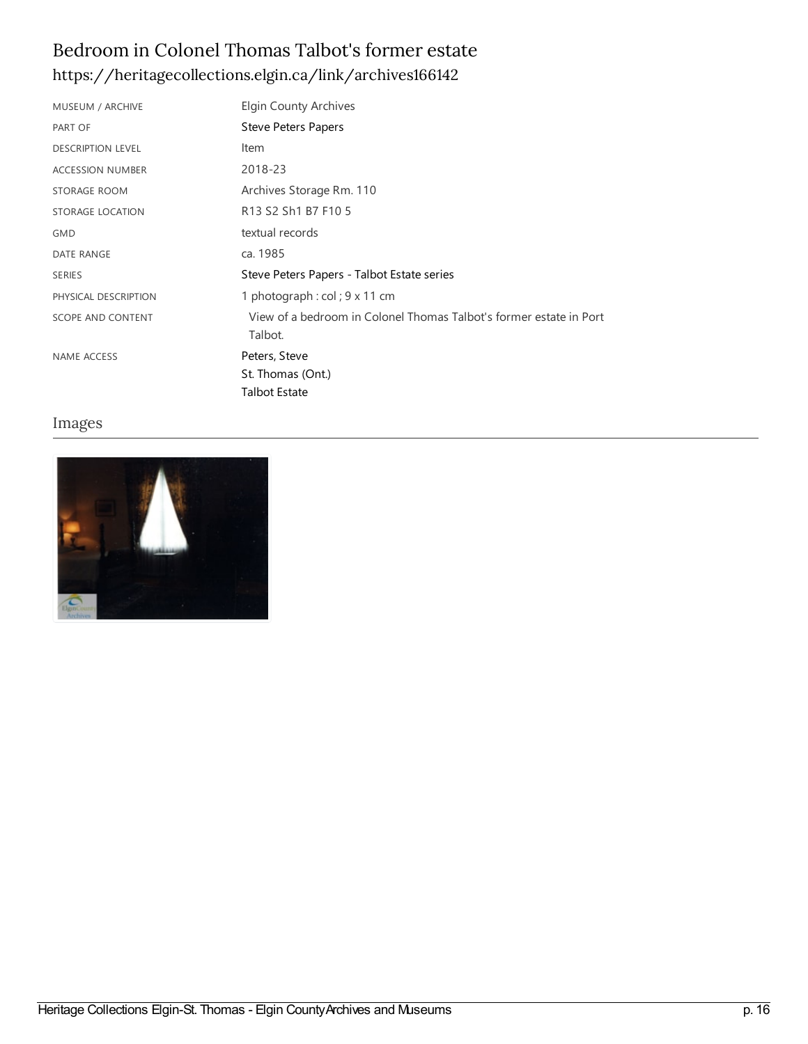# Bedroom in Colonel Thomas Talbot's former estate

https://heritagecollections.elgin.ca/link/archives166142

| | |
|---|---|
| MUSEUM / ARCHIVE | Elgin County Archives |
| PART OF | Steve Peters Papers |
| DESCRIPTION LEVEL | Item |
| ACCESSION NUMBER | 2018-23 |
| STORAGE ROOM | Archives Storage Rm. 110 |
| STORAGE LOCATION | R13 S2 Sh1 B7 F10 5 |
| GMD | textual records |
| DATE RANGE | ca. 1985 |
| SERIES | Steve Peters Papers - Talbot Estate series |
| PHYSICAL DESCRIPTION | 1 photograph : col ; 9 x 11 cm |
| SCOPE AND CONTENT | View of a bedroom in Colonel Thomas Talbot's former estate in Port Talbot. |
| NAME ACCESS | Peters, Steve<br>St. Thomas (Ont.)<br>Talbot Estate |

## Images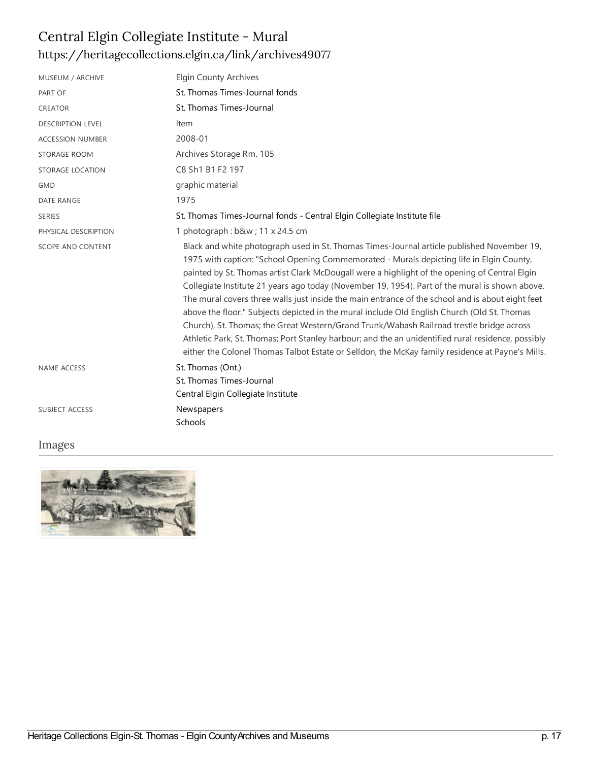# Central Elgin Collegiate Institute - Mural

https://heritagecollections.elgin.ca/link/archives49077

| | |
|---|---|
| MUSEUM / ARCHIVE | Elgin County Archives |
| PART OF | St. Thomas Times-Journal fonds |
| CREATOR | St. Thomas Times-Journal |
| DESCRIPTION LEVEL | Item |
| ACCESSION NUMBER | 2008-01 |
| STORAGE ROOM | Archives Storage Rm. 105 |
| STORAGE LOCATION | C8 Sh1 B1 F2 197 |
| GMD | graphic material |
| DATE RANGE | 1975 |
| SERIES | St. Thomas Times-Journal fonds - Central Elgin Collegiate Institute file |
| PHYSICAL DESCRIPTION | 1 photograph : b&w ; 11 x 24.5 cm |
| SCOPE AND CONTENT | Black and white photograph used in St. Thomas Times-Journal article published November 19, 1975 with caption: "School Opening Commemorated - Murals depicting life in Elgin County, painted by St. Thomas artist Clark McDougall were a highlight of the opening of Central Elgin Collegiate Institute 21 years ago today (November 19, 1954). Part of the mural is shown above. The mural covers three walls just inside the main entrance of the school and is about eight feet above the floor." Subjects depicted in the mural include Old English Church (Old St. Thomas Church), St. Thomas; the Great Western/Grand Trunk/Wabash Railroad trestle bridge across Athletic Park, St. Thomas; Port Stanley harbour; and the an unidentified rural residence, possibly either the Colonel Thomas Talbot Estate or Selldon, the McKay family residence at Payne's Mills. |
| NAME ACCESS | St. Thomas (Ont.)<br>St. Thomas Times-Journal<br>Central Elgin Collegiate Institute |
| SUBJECT ACCESS | Newspapers<br>Schools |

## Images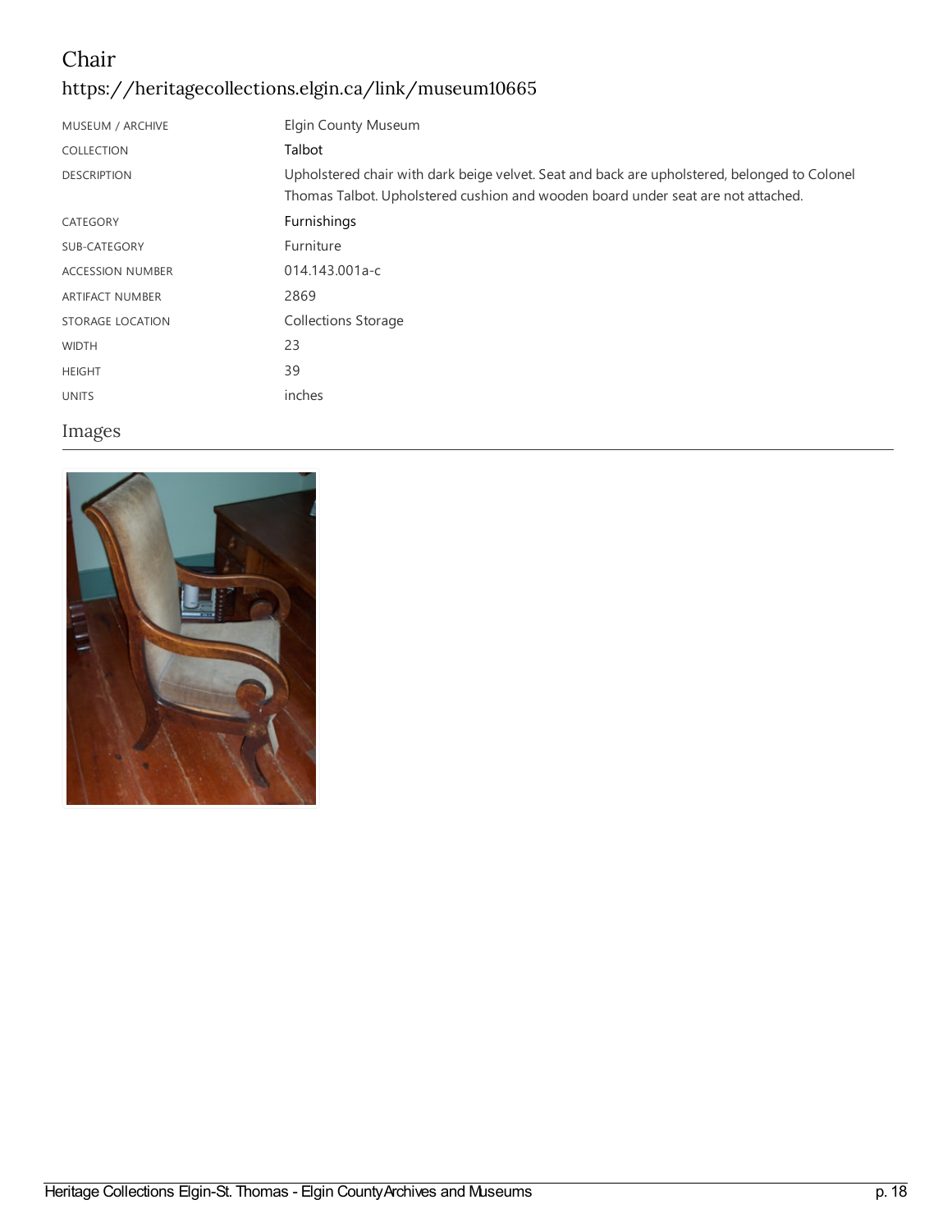# Chair

https://heritagecollections.elgin.ca/link/museum10665

| | |
|---|---|
| MUSEUM / ARCHIVE | Elgin County Museum |
| COLLECTION | Talbot |
| DESCRIPTION | Upholstered chair with dark beige velvet. Seat and back are upholstered, belonged to Colonel Thomas Talbot. Upholstered cushion and wooden board under seat are not attached. |
| CATEGORY | Furnishings |
| SUB-CATEGORY | Furniture |
| ACCESSION NUMBER | 014.143.001a-c |
| ARTIFACT NUMBER | 2869 |
| STORAGE LOCATION | Collections Storage |
| WIDTH | 23 |
| HEIGHT | 39 |
| UNITS | inches |

## Images